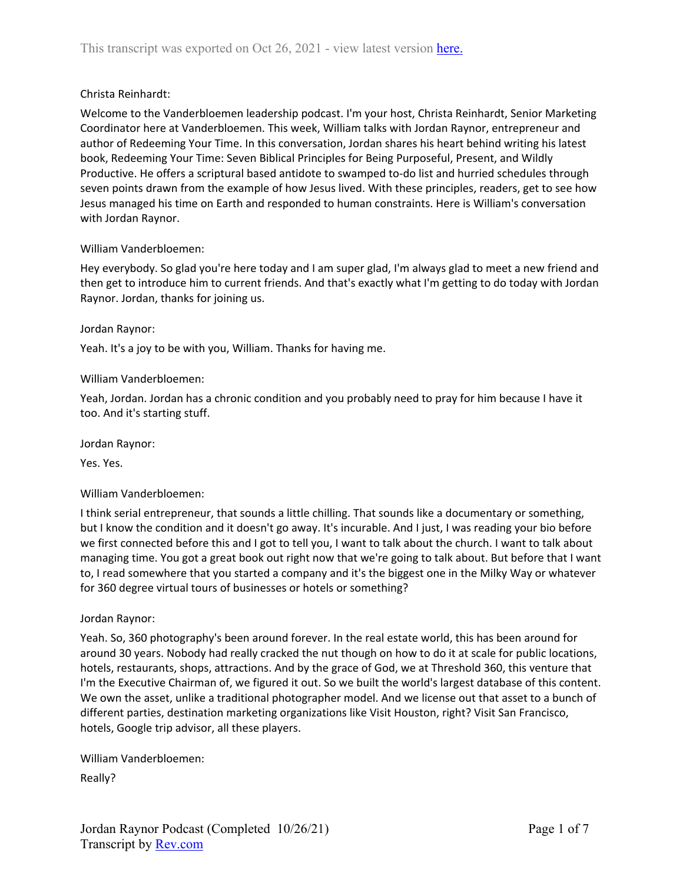This transcript was exported on Oct 26, 2021 - view latest version here.

Christa Reinhardt:

Welcome to the Vanderbloemen leadership podcast. I'm your host, Christa Reinhardt, Senior Marketing Coordinator here at Vanderbloemen. This week, William talks with Jordan Raynor, entrepreneur and author of Redeeming Your Time. In this conversation, Jordan shares his heart behind writing his latest book, Redeeming Your Time: Seven Biblical Principles for Being Purposeful, Present, and Wildly Productive. He offers a scriptural based antidote to swamped to-do list and hurried schedules through seven points drawn from the example of how Jesus lived. With these principles, readers, get to see how Jesus managed his time on Earth and responded to human constraints. Here is William's conversation with Jordan Raynor.

William Vanderbloemen:

Hey everybody. So glad you're here today and I am super glad, I'm always glad to meet a new friend and then get to introduce him to current friends. And that's exactly what I'm getting to do today with Jordan Raynor. Jordan, thanks for joining us.

Jordan Raynor:

Yeah. It's a joy to be with you, William. Thanks for having me.

William Vanderbloemen:

Yeah, Jordan. Jordan has a chronic condition and you probably need to pray for him because I have it too. And it's starting stuff.

Jordan Raynor:

Yes. Yes.

William Vanderbloemen:

I think serial entrepreneur, that sounds a little chilling. That sounds like a documentary or something, but I know the condition and it doesn't go away. It's incurable. And I just, I was reading your bio before we first connected before this and I got to tell you, I want to talk about the church. I want to talk about managing time. You got a great book out right now that we're going to talk about. But before that I want to, I read somewhere that you started a company and it's the biggest one in the Milky Way or whatever for 360 degree virtual tours of businesses or hotels or something?

Jordan Raynor:

Yeah. So, 360 photography's been around forever. In the real estate world, this has been around for around 30 years. Nobody had really cracked the nut though on how to do it at scale for public locations, hotels, restaurants, shops, attractions. And by the grace of God, we at Threshold 360, this venture that I'm the Executive Chairman of, we figured it out. So we built the world's largest database of this content. We own the asset, unlike a traditional photographer model. And we license out that asset to a bunch of different parties, destination marketing organizations like Visit Houston, right? Visit San Francisco, hotels, Google trip advisor, all these players.

William Vanderbloemen:

Really?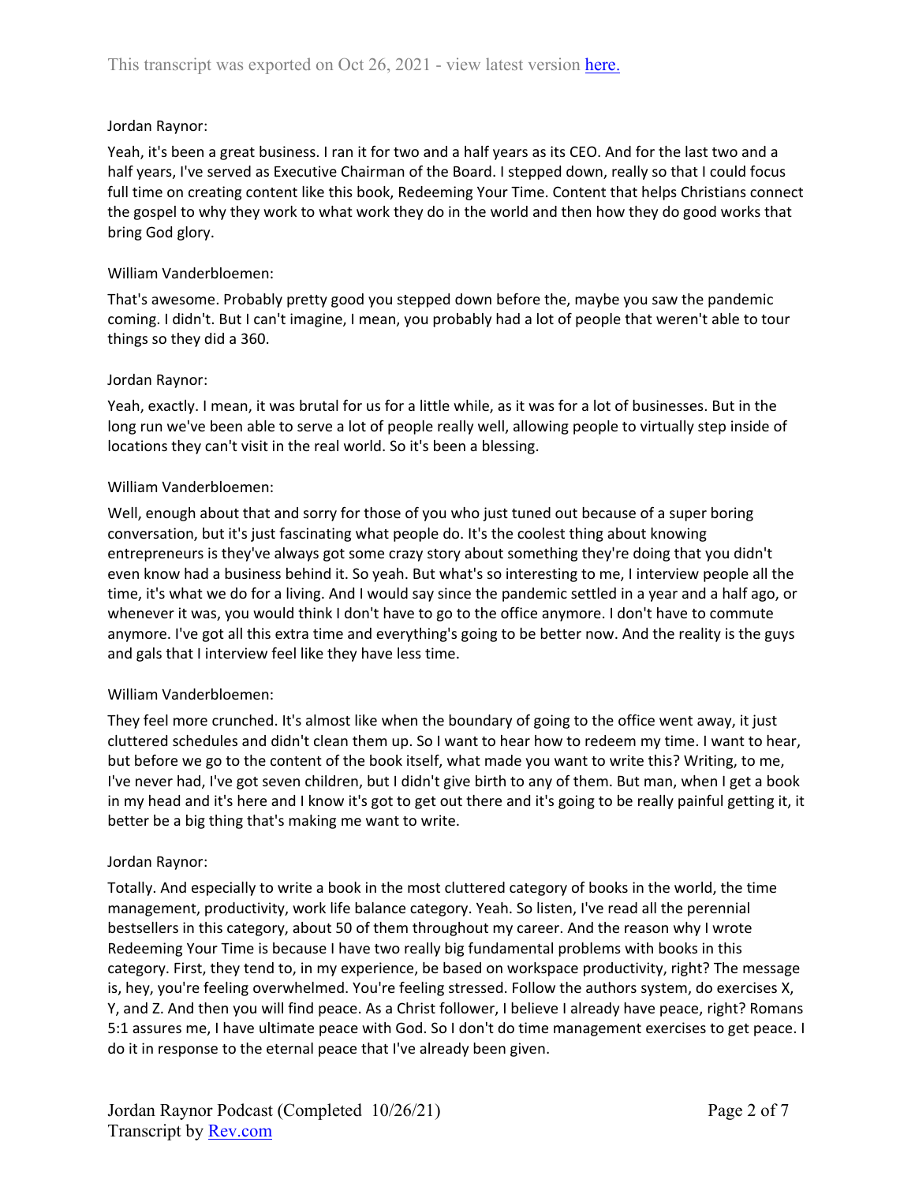Jordan Raynor:

Yeah, it's been a great business. I ran it for two and a half years as its CEO. And for the last two and a half years, I've served as Executive Chairman of the Board. I stepped down, really so that I could focus full time on creating content like this book, Redeeming Your Time. Content that helps Christians connect the gospel to why they work to what work they do in the world and then how they do good works that bring God glory.

William Vanderbloemen:

That's awesome. Probably pretty good you stepped down before the, maybe you saw the pandemic coming. I didn't. But I can't imagine, I mean, you probably had a lot of people that weren't able to tour things so they did a 360.

Jordan Raynor:

Yeah, exactly. I mean, it was brutal for us for a little while, as it was for a lot of businesses. But in the long run we've been able to serve a lot of people really well, allowing people to virtually step inside of locations they can't visit in the real world. So it's been a blessing.

William Vanderbloemen:

Well, enough about that and sorry for those of you who just tuned out because of a super boring conversation, but it's just fascinating what people do. It's the coolest thing about knowing entrepreneurs is they've always got some crazy story about something they're doing that you didn't even know had a business behind it. So yeah. But what's so interesting to me, I interview people all the time, it's what we do for a living. And I would say since the pandemic settled in a year and a half ago, or whenever it was, you would think I don't have to go to the office anymore. I don't have to commute anymore. I've got all this extra time and everything's going to be better now. And the reality is the guys and gals that I interview feel like they have less time.

William Vanderbloemen:

They feel more crunched. It's almost like when the boundary of going to the office went away, it just cluttered schedules and didn't clean them up. So I want to hear how to redeem my time. I want to hear, but before we go to the content of the book itself, what made you want to write this? Writing, to me, I've never had, I've got seven children, but I didn't give birth to any of them. But man, when I get a book in my head and it's here and I know it's got to get out there and it's going to be really painful getting it, it better be a big thing that's making me want to write.

Jordan Raynor:

Totally. And especially to write a book in the most cluttered category of books in the world, the time management, productivity, work life balance category. Yeah. So listen, I've read all the perennial bestsellers in this category, about 50 of them throughout my career. And the reason why I wrote Redeeming Your Time is because I have two really big fundamental problems with books in this category. First, they tend to, in my experience, be based on workspace productivity, right? The message is, hey, you're feeling overwhelmed. You're feeling stressed. Follow the authors system, do exercises X, Y, and Z. And then you will find peace. As a Christ follower, I believe I already have peace, right? Romans 5:1 assures me, I have ultimate peace with God. So I don't do time management exercises to get peace. I do it in response to the eternal peace that I've already been given.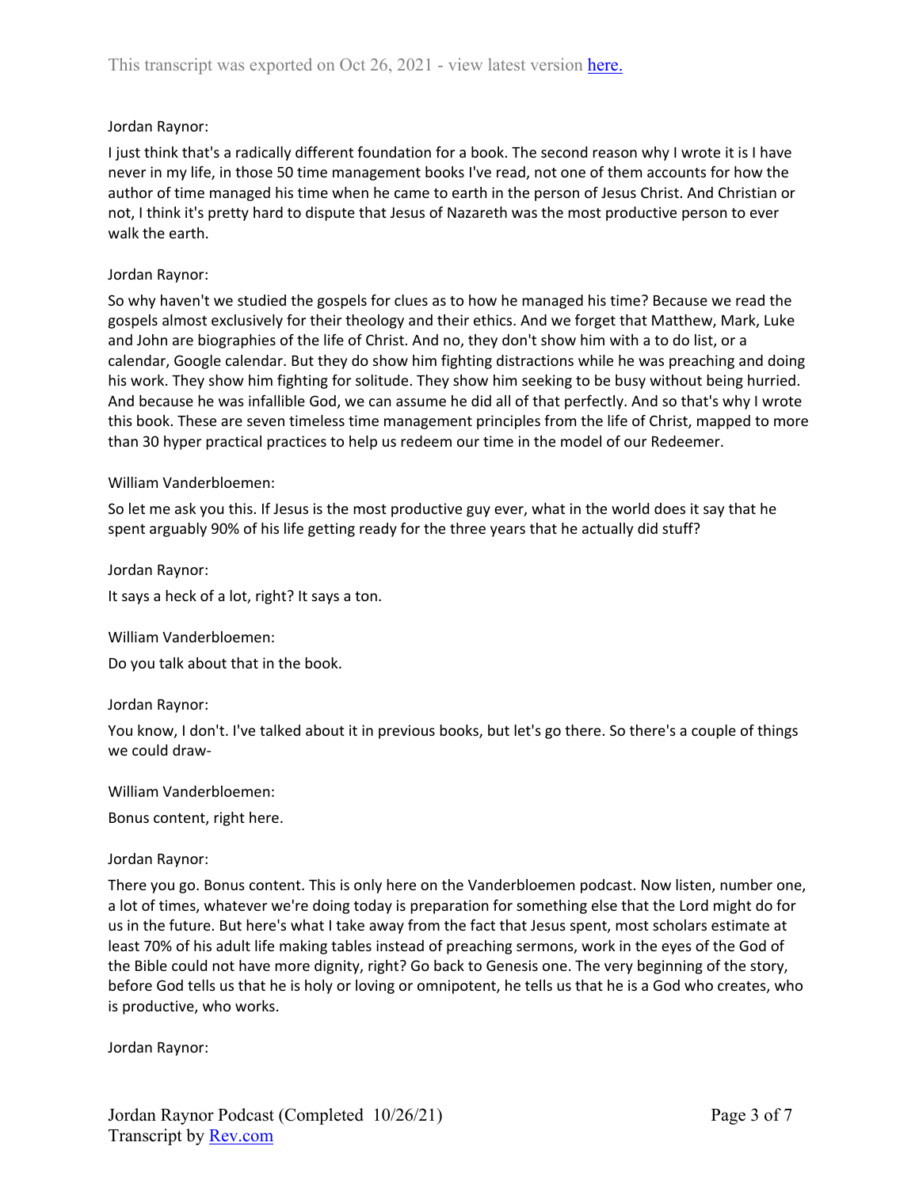Jordan Raynor:

I just think that's a radically different foundation for a book. The second reason why I wrote it is I have never in my life, in those 50 time management books I've read, not one of them accounts for how the author of time managed his time when he came to earth in the person of Jesus Christ. And Christian or not, I think it's pretty hard to dispute that Jesus of Nazareth was the most productive person to ever walk the earth.

Jordan Raynor:

So why haven't we studied the gospels for clues as to how he managed his time? Because we read the gospels almost exclusively for their theology and their ethics. And we forget that Matthew, Mark, Luke and John are biographies of the life of Christ. And no, they don't show him with a to do list, or a calendar, Google calendar. But they do show him fighting distractions while he was preaching and doing his work. They show him fighting for solitude. They show him seeking to be busy without being hurried. And because he was infallible God, we can assume he did all of that perfectly. And so that's why I wrote this book. These are seven timeless time management principles from the life of Christ, mapped to more than 30 hyper practical practices to help us redeem our time in the model of our Redeemer.

William Vanderbloemen:

So let me ask you this. If Jesus is the most productive guy ever, what in the world does it say that he spent arguably 90% of his life getting ready for the three years that he actually did stuff?

Jordan Raynor:

It says a heck of a lot, right? It says a ton.

William Vanderbloemen:

Do you talk about that in the book.

Jordan Raynor:

You know, I don't. I've talked about it in previous books, but let's go there. So there's a couple of things we could draw-

William Vanderbloemen:

Bonus content, right here.

Jordan Raynor:

There you go. Bonus content. This is only here on the Vanderbloemen podcast. Now listen, number one, a lot of times, whatever we're doing today is preparation for something else that the Lord might do for us in the future. But here's what I take away from the fact that Jesus spent, most scholars estimate at least 70% of his adult life making tables instead of preaching sermons, work in the eyes of the God of the Bible could not have more dignity, right? Go back to Genesis one. The very beginning of the story, before God tells us that he is holy or loving or omnipotent, he tells us that he is a God who creates, who is productive, who works.

Jordan Raynor: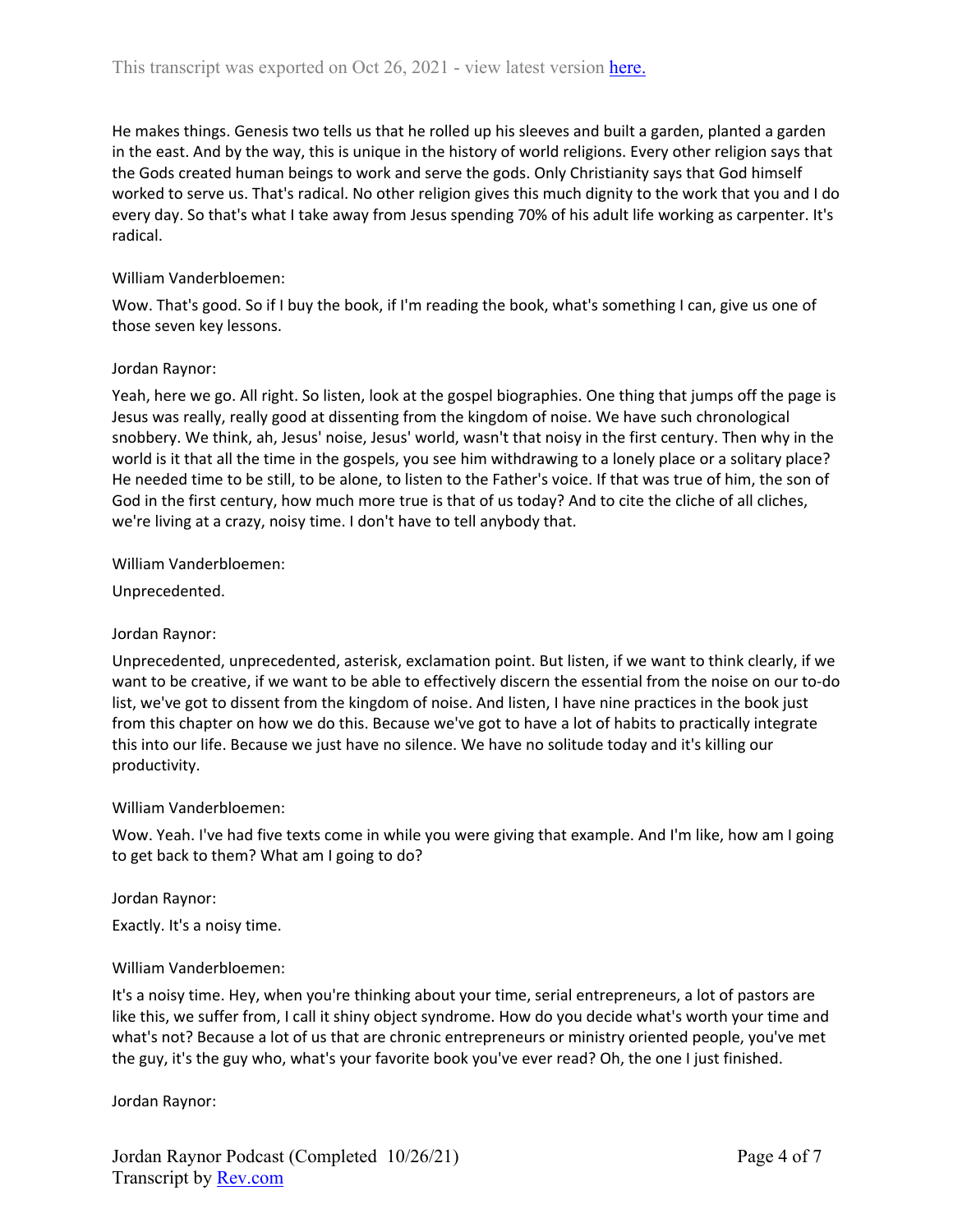He makes things. Genesis two tells us that he rolled up his sleeves and built a garden, planted a garden in the east. And by the way, this is unique in the history of world religions. Every other religion says that the Gods created human beings to work and serve the gods. Only Christianity says that God himself worked to serve us. That's radical. No other religion gives this much dignity to the work that you and I do every day. So that's what I take away from Jesus spending 70% of his adult life working as carpenter. It's radical.

William Vanderbloemen:

Wow. That's good. So if I buy the book, if I'm reading the book, what's something I can, give us one of those seven key lessons.

Jordan Raynor:

Yeah, here we go. All right. So listen, look at the gospel biographies. One thing that jumps off the page is Jesus was really, really good at dissenting from the kingdom of noise. We have such chronological snobbery. We think, ah, Jesus' noise, Jesus' world, wasn't that noisy in the first century. Then why in the world is it that all the time in the gospels, you see him withdrawing to a lonely place or a solitary place? He needed time to be still, to be alone, to listen to the Father's voice. If that was true of him, the son of God in the first century, how much more true is that of us today? And to cite the cliche of all cliches, we're living at a crazy, noisy time. I don't have to tell anybody that.

William Vanderbloemen:

Unprecedented.

Jordan Raynor:

Unprecedented, unprecedented, asterisk, exclamation point. But listen, if we want to think clearly, if we want to be creative, if we want to be able to effectively discern the essential from the noise on our to-do list, we've got to dissent from the kingdom of noise. And listen, I have nine practices in the book just from this chapter on how we do this. Because we've got to have a lot of habits to practically integrate this into our life. Because we just have no silence. We have no solitude today and it's killing our productivity.

William Vanderbloemen:

Wow. Yeah. I've had five texts come in while you were giving that example. And I'm like, how am I going to get back to them? What am I going to do?

Jordan Raynor:

Exactly. It's a noisy time.

William Vanderbloemen:

It's a noisy time. Hey, when you're thinking about your time, serial entrepreneurs, a lot of pastors are like this, we suffer from, I call it shiny object syndrome. How do you decide what's worth your time and what's not? Because a lot of us that are chronic entrepreneurs or ministry oriented people, you've met the guy, it's the guy who, what's your favorite book you've ever read? Oh, the one I just finished.

Jordan Raynor: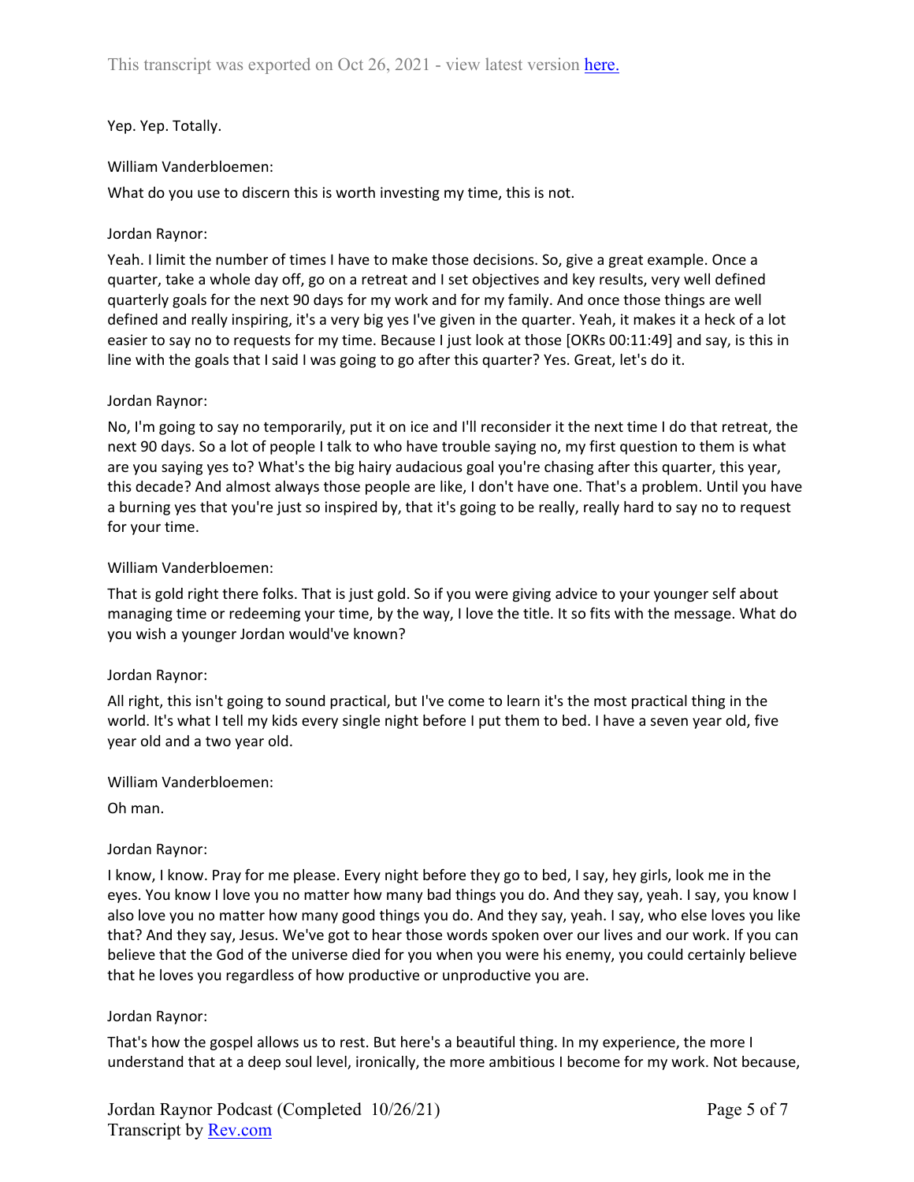Yep. Yep. Totally.

William Vanderbloemen:

What do you use to discern this is worth investing my time, this is not.

Jordan Raynor:

Yeah. I limit the number of times I have to make those decisions. So, give a great example. Once a quarter, take a whole day off, go on a retreat and I set objectives and key results, very well defined quarterly goals for the next 90 days for my work and for my family. And once those things are well defined and really inspiring, it's a very big yes I've given in the quarter. Yeah, it makes it a heck of a lot easier to say no to requests for my time. Because I just look at those [OKRs 00:11:49] and say, is this in line with the goals that I said I was going to go after this quarter? Yes. Great, let's do it.

Jordan Raynor:

No, I'm going to say no temporarily, put it on ice and I'll reconsider it the next time I do that retreat, the next 90 days. So a lot of people I talk to who have trouble saying no, my first question to them is what are you saying yes to? What's the big hairy audacious goal you're chasing after this quarter, this year, this decade? And almost always those people are like, I don't have one. That's a problem. Until you have a burning yes that you're just so inspired by, that it's going to be really, really hard to say no to request for your time.

William Vanderbloemen:

That is gold right there folks. That is just gold. So if you were giving advice to your younger self about managing time or redeeming your time, by the way, I love the title. It so fits with the message. What do you wish a younger Jordan would've known?

Jordan Raynor:

All right, this isn't going to sound practical, but I've come to learn it's the most practical thing in the world. It's what I tell my kids every single night before I put them to bed. I have a seven year old, five year old and a two year old.

William Vanderbloemen:

Oh man.

Jordan Raynor:

I know, I know. Pray for me please. Every night before they go to bed, I say, hey girls, look me in the eyes. You know I love you no matter how many bad things you do. And they say, yeah. I say, you know I also love you no matter how many good things you do. And they say, yeah. I say, who else loves you like that? And they say, Jesus. We've got to hear those words spoken over our lives and our work. If you can believe that the God of the universe died for you when you were his enemy, you could certainly believe that he loves you regardless of how productive or unproductive you are.

Jordan Raynor:

That's how the gospel allows us to rest. But here's a beautiful thing. In my experience, the more I understand that at a deep soul level, ironically, the more ambitious I become for my work. Not because,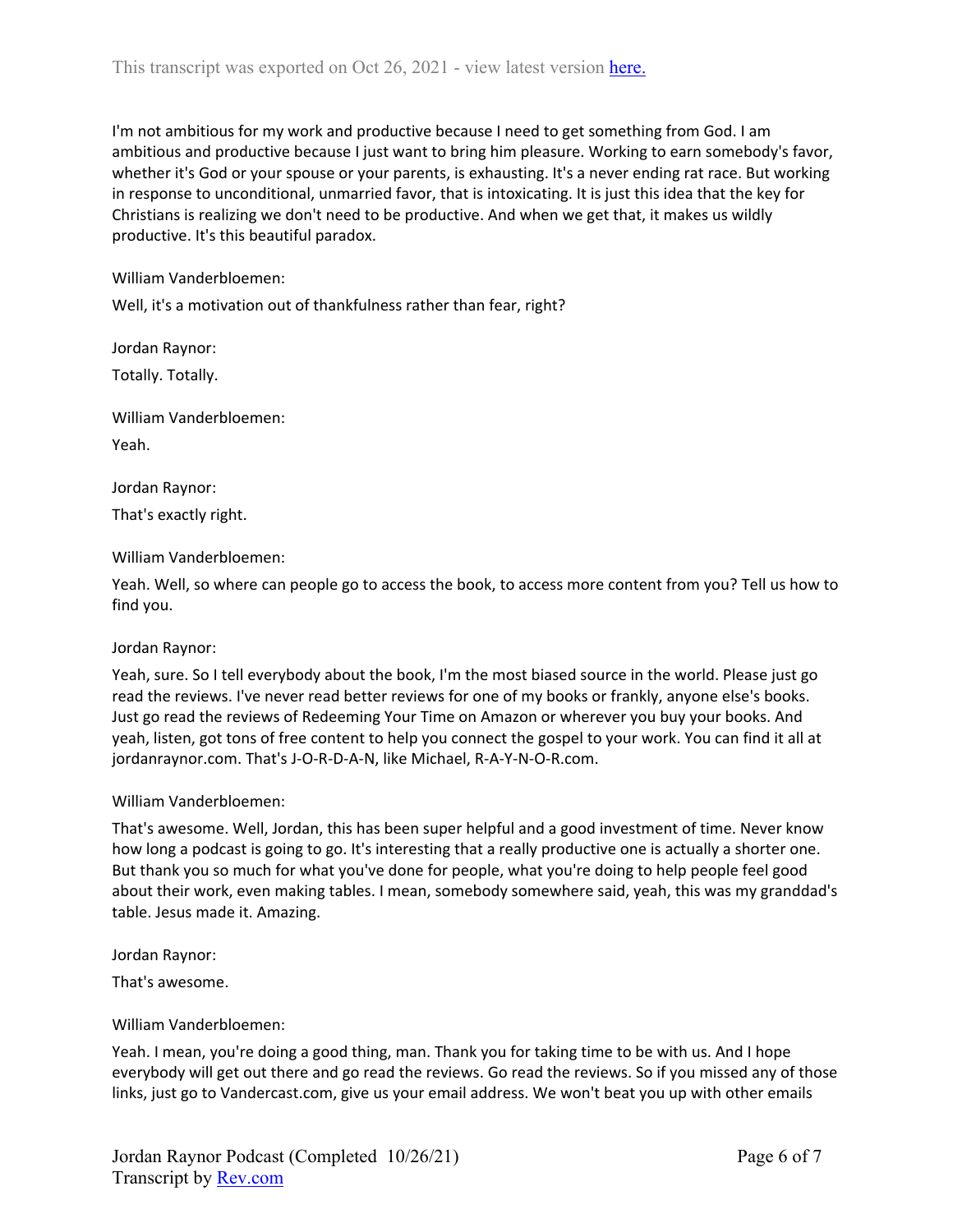I'm not ambitious for my work and productive because I need to get something from God. I am ambitious and productive because I just want to bring him pleasure. Working to earn somebody's favor, whether it's God or your spouse or your parents, is exhausting. It's a never ending rat race. But working in response to unconditional, unmarried favor, that is intoxicating. It is just this idea that the key for Christians is realizing we don't need to be productive. And when we get that, it makes us wildly productive. It's this beautiful paradox.

William Vanderbloemen:

Well, it's a motivation out of thankfulness rather than fear, right?

Jordan Raynor:

Totally. Totally.

William Vanderbloemen:

Yeah.

Jordan Raynor:

That's exactly right.

William Vanderbloemen:

Yeah. Well, so where can people go to access the book, to access more content from you? Tell us how to find you.

Jordan Raynor:

Yeah, sure. So I tell everybody about the book, I'm the most biased source in the world. Please just go read the reviews. I've never read better reviews for one of my books or frankly, anyone else's books. Just go read the reviews of Redeeming Your Time on Amazon or wherever you buy your books. And yeah, listen, got tons of free content to help you connect the gospel to your work. You can find it all at jordanraynor.com. That's J-O-R-D-A-N, like Michael, R-A-Y-N-O-R.com.

William Vanderbloemen:

That's awesome. Well, Jordan, this has been super helpful and a good investment of time. Never know how long a podcast is going to go. It's interesting that a really productive one is actually a shorter one. But thank you so much for what you've done for people, what you're doing to help people feel good about their work, even making tables. I mean, somebody somewhere said, yeah, this was my granddad's table. Jesus made it. Amazing.

Jordan Raynor:

That's awesome.

William Vanderbloemen:

Yeah. I mean, you're doing a good thing, man. Thank you for taking time to be with us. And I hope everybody will get out there and go read the reviews. Go read the reviews. So if you missed any of those links, just go to Vandercast.com, give us your email address. We won't beat you up with other emails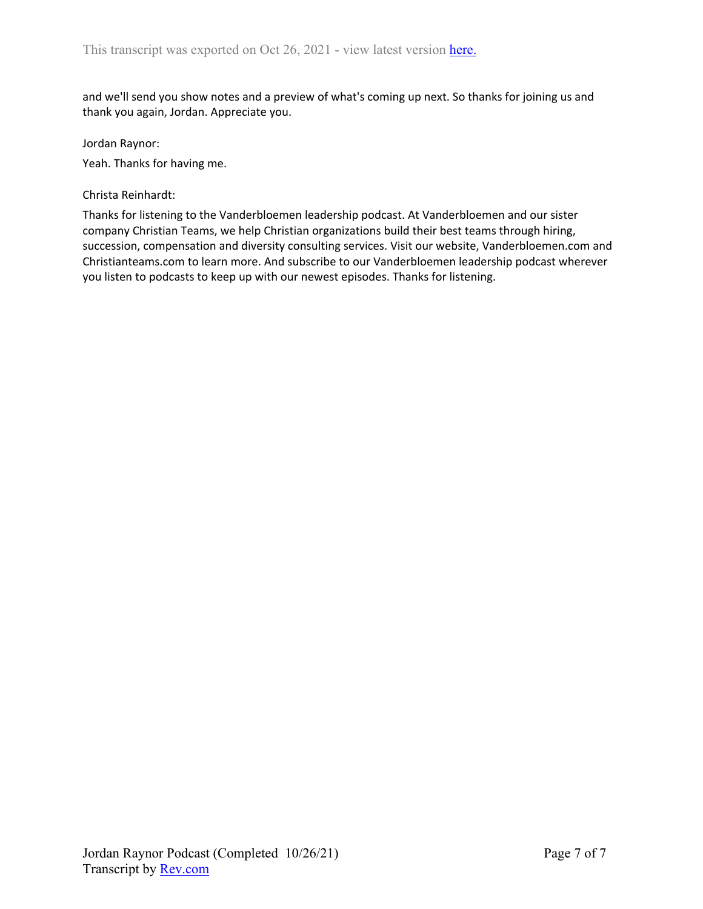and we'll send you show notes and a preview of what's coming up next. So thanks for joining us and thank you again, Jordan. Appreciate you.

Jordan Raynor:

Yeah. Thanks for having me.

Christa Reinhardt:

Thanks for listening to the Vanderbloemen leadership podcast. At Vanderbloemen and our sister company Christian Teams, we help Christian organizations build their best teams through hiring, succession, compensation and diversity consulting services. Visit our website, Vanderbloemen.com and Christianteams.com to learn more. And subscribe to our Vanderbloemen leadership podcast wherever you listen to podcasts to keep up with our newest episodes. Thanks for listening.